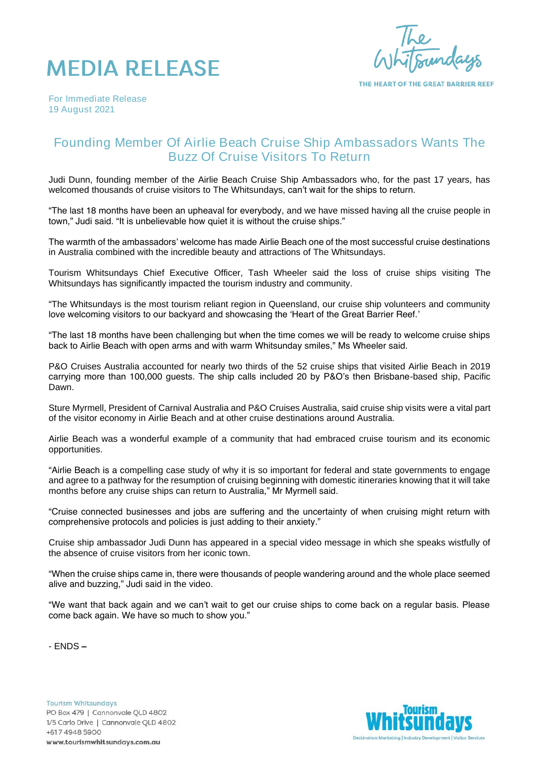# MEDIA RELEASE

The Whitsundays

THE HEART OF THE GREAT BARRIER REEF

For Immediate Release
19 August 2021

## Founding Member Of Airlie Beach Cruise Ship Ambassadors Wants The Buzz Of Cruise Visitors To Return

Judi Dunn, founding member of the Airlie Beach Cruise Ship Ambassadors who, for the past 17 years, has welcomed thousands of cruise visitors to The Whitsundays, can't wait for the ships to return.

"The last 18 months have been an upheaval for everybody, and we have missed having all the cruise people in town," Judi said. "It is unbelievable how quiet it is without the cruise ships."

The warmth of the ambassadors' welcome has made Airlie Beach one of the most successful cruise destinations in Australia combined with the incredible beauty and attractions of The Whitsundays.

Tourism Whitsundays Chief Executive Officer, Tash Wheeler said the loss of cruise ships visiting The Whitsundays has significantly impacted the tourism industry and community.

"The Whitsundays is the most tourism reliant region in Queensland, our cruise ship volunteers and community love welcoming visitors to our backyard and showcasing the 'Heart of the Great Barrier Reef.'

"The last 18 months have been challenging but when the time comes we will be ready to welcome cruise ships back to Airlie Beach with open arms and with warm Whitsunday smiles," Ms Wheeler said.

P&O Cruises Australia accounted for nearly two thirds of the 52 cruise ships that visited Airlie Beach in 2019 carrying more than 100,000 guests. The ship calls included 20 by P&O's then Brisbane-based ship, Pacific Dawn.

Sture Myrmell, President of Carnival Australia and P&O Cruises Australia, said cruise ship visits were a vital part of the visitor economy in Airlie Beach and at other cruise destinations around Australia.

Airlie Beach was a wonderful example of a community that had embraced cruise tourism and its economic opportunities.

"Airlie Beach is a compelling case study of why it is so important for federal and state governments to engage and agree to a pathway for the resumption of cruising beginning with domestic itineraries knowing that it will take months before any cruise ships can return to Australia," Mr Myrmell said.

"Cruise connected businesses and jobs are suffering and the uncertainty of when cruising might return with comprehensive protocols and policies is just adding to their anxiety."

Cruise ship ambassador Judi Dunn has appeared in a special video message in which she speaks wistfully of the absence of cruise visitors from her iconic town.

"When the cruise ships came in, there were thousands of people wandering around and the whole place seemed alive and buzzing," Judi said in the video.

"We want that back again and we can't wait to get our cruise ships to come back on a regular basis. Please come back again. We have so much to show you."

- ENDS –

Tourism Whitsundays
PO Box 479 | Cannonvale QLD 4802
1/5 Carlo Drive | Cannonvale QLD 4802
+617 4948 5900
www.tourismwhitsundays.com.au

Tourism Whitsundays
Destination Marketing | Industry Development | Visitor Services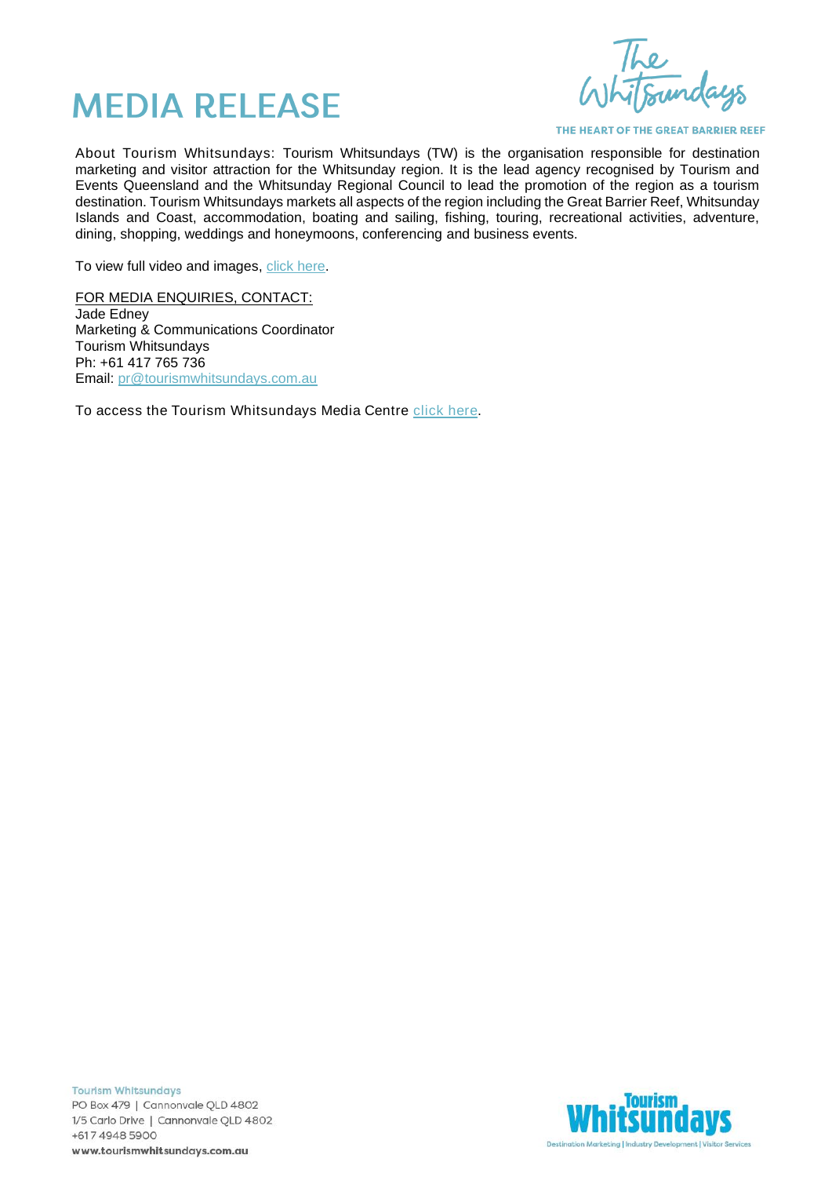# MEDIA RELEASE

About Tourism Whitsundays: Tourism Whitsundays (TW) is the organisation responsible for destination marketing and visitor attraction for the Whitsunday region. It is the lead agency recognised by Tourism and Events Queensland and the Whitsunday Regional Council to lead the promotion of the region as a tourism destination. Tourism Whitsundays markets all aspects of the region including the Great Barrier Reef, Whitsunday Islands and Coast, accommodation, boating and sailing, fishing, touring, recreational activities, adventure, dining, shopping, weddings and honeymoons, conferencing and business events.

To view full video and images, click here.

FOR MEDIA ENQUIRIES, CONTACT:
Jade Edney
Marketing & Communications Coordinator
Tourism Whitsundays
Ph: +61 417 765 736
Email: pr@tourismwhitsundays.com.au

To access the Tourism Whitsundays Media Centre click here.

Tourism Whitsundays
PO Box 479 | Cannonvale QLD 4802
1/5 Carlo Drive | Cannonvale QLD 4802
+617 4948 5900
www.tourismwhitsundays.com.au